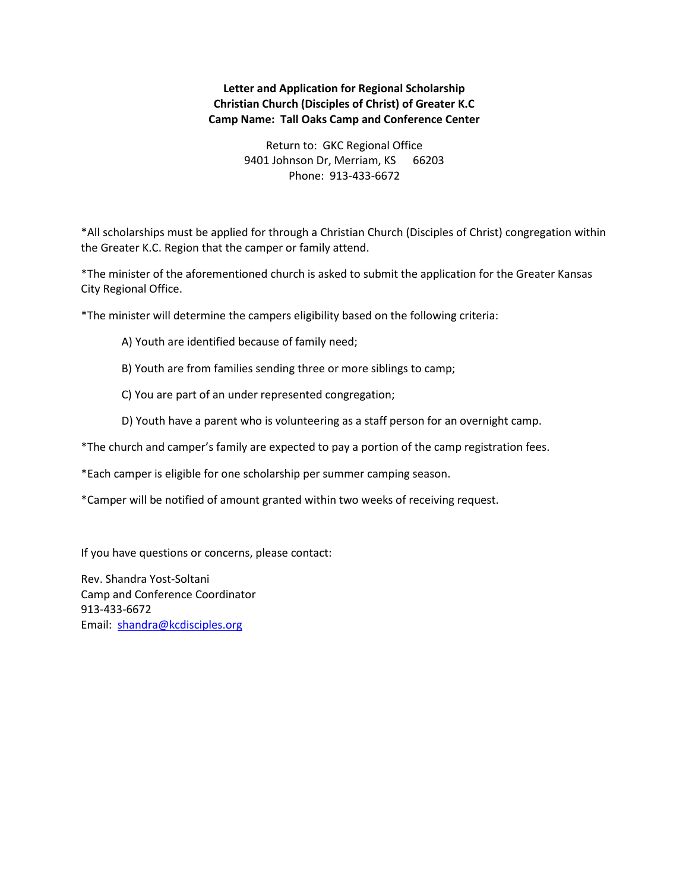**Letter and Application for Regional Scholarship**
**Christian Church (Disciples of Christ) of Greater K.C**
**Camp Name: Tall Oaks Camp and Conference Center**

Return to: GKC Regional Office
9401 Johnson Dr, Merriam, KS 66203
Phone: 913-433-6672

*All scholarships must be applied for through a Christian Church (Disciples of Christ) congregation within the Greater K.C. Region that the camper or family attend.

*The minister of the aforementioned church is asked to submit the application for the Greater Kansas City Regional Office.

*The minister will determine the campers eligibility based on the following criteria:

A) Youth are identified because of family need;

B) Youth are from families sending three or more siblings to camp;

C) You are part of an under represented congregation;

D) Youth have a parent who is volunteering as a staff person for an overnight camp.

*The church and camper's family are expected to pay a portion of the camp registration fees.

*Each camper is eligible for one scholarship per summer camping season.

*Camper will be notified of amount granted within two weeks of receiving request.

If you have questions or concerns, please contact:

Rev. Shandra Yost-Soltani
Camp and Conference Coordinator
913-433-6672
Email: shandra@kcdisciples.org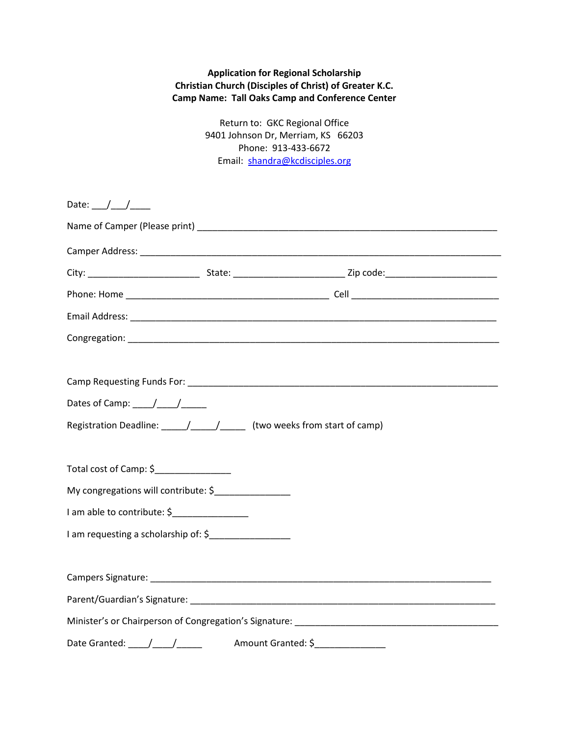**Application for Regional Scholarship**
**Christian Church (Disciples of Christ) of Greater K.C.**
**Camp Name: Tall Oaks Camp and Conference Center**

Return to: GKC Regional Office
9401 Johnson Dr, Merriam, KS 66203
Phone: 913-433-6672
Email: shandra@kcdisciples.org

Date: ___/___/____

Name of Camper (Please print) ____________________________________________________________

Camper Address: ______________________________________________________________________

City: ______________________ State: ______________________ Zip code:______________________

Phone: Home _______________________________________ Cell _____________________________

Email Address: _______________________________________________________________________

Congregation: ________________________________________________________________________

Camp Requesting Funds For: ____________________________________________________________

Dates of Camp: ____/____/_____

Registration Deadline: _____/_____/_____ (two weeks from start of camp)

Total cost of Camp: $_______________

My congregations will contribute: $_______________

I am able to contribute: $_______________

I am requesting a scholarship of: $________________

Campers Signature: ___________________________________________________________________

Parent/Guardian's Signature: ____________________________________________________________

Minister's or Chairperson of Congregation's Signature: _________________________________________

Date Granted: ____/____/_____ Amount Granted: $______________